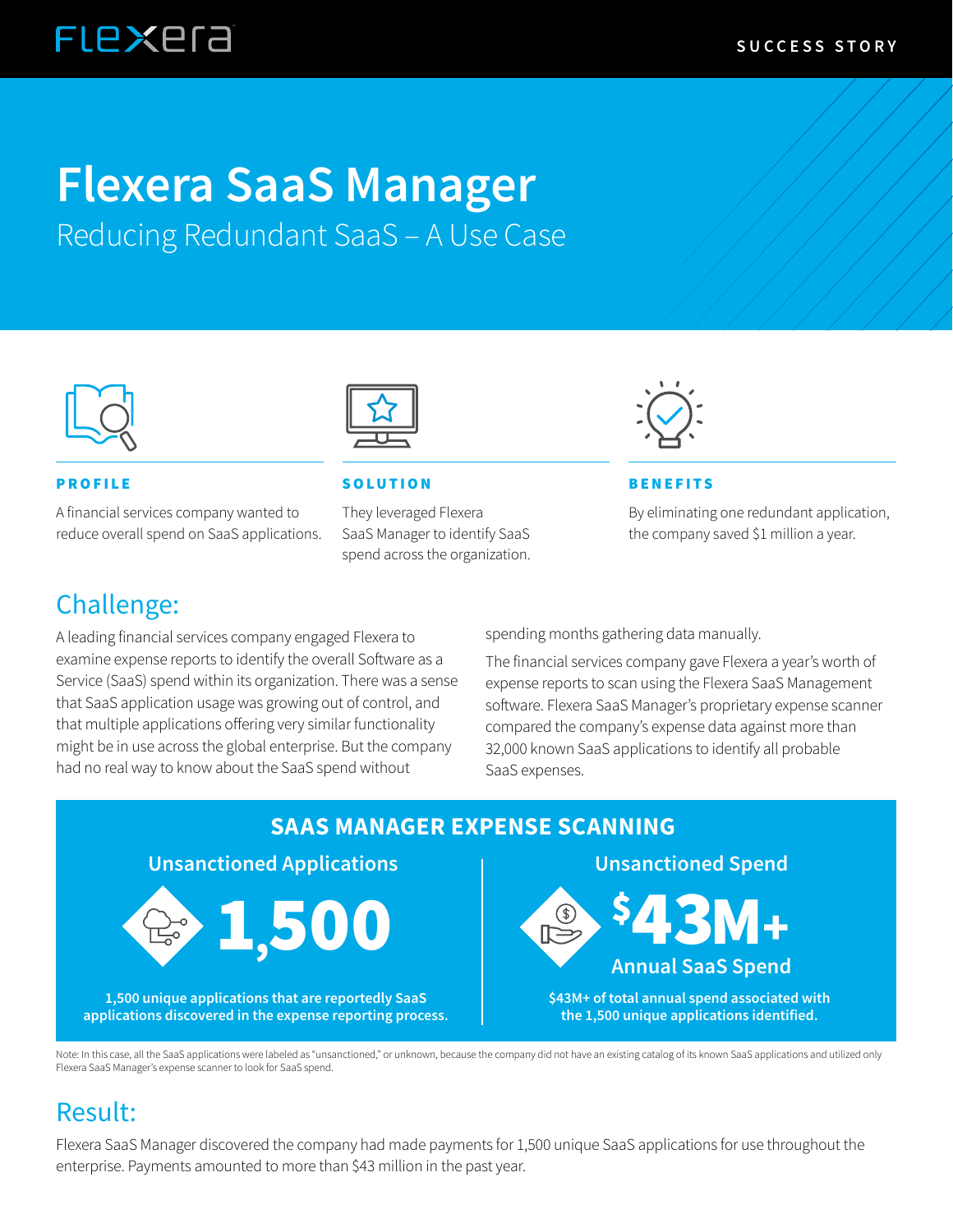Flexera

SUCCESS STORY

# Flexera SaaS Manager

## Reducing Redundant SaaS – A Use Case

### PROFILE

A financial services company wanted to reduce overall spend on SaaS applications.

### SOLUTION

They leveraged Flexera SaaS Manager to identify SaaS spend across the organization.

### BENEFITS

By eliminating one redundant application, the company saved $1 million a year.

## Challenge:

A leading financial services company engaged Flexera to examine expense reports to identify the overall Software as a Service (SaaS) spend within its organization. There was a sense that SaaS application usage was growing out of control, and that multiple applications offering very similar functionality might be in use across the global enterprise. But the company had no real way to know about the SaaS spend without spending months gathering data manually.

The financial services company gave Flexera a year's worth of expense reports to scan using the Flexera SaaS Management software. Flexera SaaS Manager's proprietary expense scanner compared the company's expense data against more than 32,000 known SaaS applications to identify all probable SaaS expenses.

### SAAS MANAGER EXPENSE SCANNING

**Unsanctioned Applications**

**1,500**

1,500 unique applications that are reportedly SaaS applications discovered in the expense reporting process.

**Unsanctioned Spend**

**$43M+**

**Annual SaaS Spend**

$43M+ of total annual spend associated with the 1,500 unique applications identified.

Note: In this case, all the SaaS applications were labeled as "unsanctioned," or unknown, because the company did not have an existing catalog of its known SaaS applications and utilized only Flexera SaaS Manager's expense scanner to look for SaaS spend.

## Result:

Flexera SaaS Manager discovered the company had made payments for 1,500 unique SaaS applications for use throughout the enterprise. Payments amounted to more than $43 million in the past year.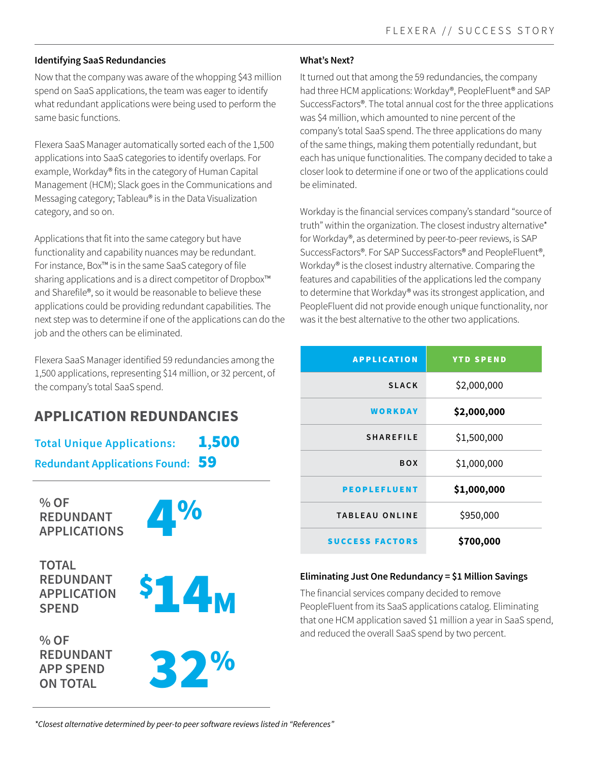### Identifying SaaS Redundancies

Now that the company was aware of the whopping $43 million spend on SaaS applications, the team was eager to identify what redundant applications were being used to perform the same basic functions.

Flexera SaaS Manager automatically sorted each of the 1,500 applications into SaaS categories to identify overlaps. For example, Workday® fits in the category of Human Capital Management (HCM); Slack goes in the Communications and Messaging category; Tableau® is in the Data Visualization category, and so on.

Applications that fit into the same category but have functionality and capability nuances may be redundant. For instance, Box™ is in the same SaaS category of file sharing applications and is a direct competitor of Dropbox™ and Sharefile®, so it would be reasonable to believe these applications could be providing redundant capabilities. The next step was to determine if one of the applications can do the job and the others can be eliminated.

Flexera SaaS Manager identified 59 redundancies among the 1,500 applications, representing $14 million, or 32 percent, of the company's total SaaS spend.

## APPLICATION REDUNDANCIES

**Total Unique Applications: 1,500**

**Redundant Applications Found: 59**

**% OF REDUNDANT APPLICATIONS** 4%

**TOTAL REDUNDANT APPLICATION SPEND** $14M

**% OF REDUNDANT APP SPEND ON TOTAL** 32%

### What's Next?

It turned out that among the 59 redundancies, the company had three HCM applications: Workday®, PeopleFluent® and SAP SuccessFactors®. The total annual cost for the three applications was $4 million, which amounted to nine percent of the company's total SaaS spend. The three applications do many of the same things, making them potentially redundant, but each has unique functionalities. The company decided to take a closer look to determine if one or two of the applications could be eliminated.

Workday is the financial services company's standard "source of truth" within the organization. The closest industry alternative* for Workday®, as determined by peer-to-peer reviews, is SAP SuccessFactors®. For SAP SuccessFactors® and PeopleFluent®, Workday® is the closest industry alternative. Comparing the features and capabilities of the applications led the company to determine that Workday® was its strongest application, and PeopleFluent did not provide enough unique functionality, nor was it the best alternative to the other two applications.

| APPLICATION | YTD SPEND |
|---|---|
| SLACK | $2,000,000 |
| **WORKDAY** | **$2,000,000** |
| SHAREFILE | $1,500,000 |
| BOX | $1,000,000 |
| **PEOPLEFLUENT** | **$1,000,000** |
| TABLEAU ONLINE | $950,000 |
| **SUCCESS FACTORS** | **$700,000** |

### Eliminating Just One Redundancy = $1 Million Savings

The financial services company decided to remove PeopleFluent from its SaaS applications catalog. Eliminating that one HCM application saved $1 million a year in SaaS spend, and reduced the overall SaaS spend by two percent.

*\*Closest alternative determined by peer-to peer software reviews listed in "References"*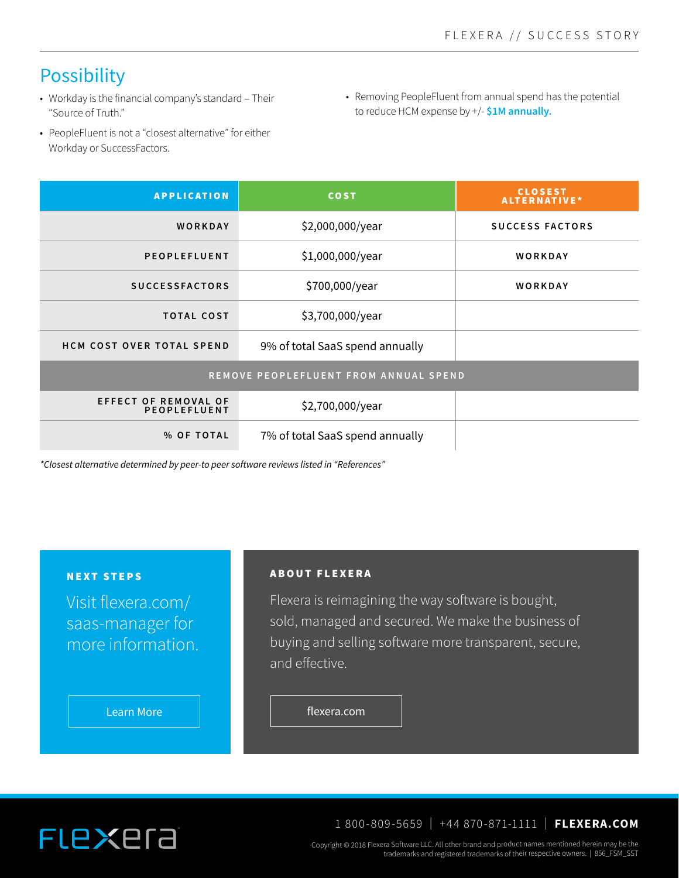## Possibility

- Workday is the financial company's standard – Their "Source of Truth."
- PeopleFluent is not a "closest alternative" for either Workday or SuccessFactors.
- Removing PeopleFluent from annual spend has the potential to reduce HCM expense by +/- **$1M annually.**

| APPLICATION | COST | CLOSEST ALTERNATIVE* |
|---|---|---|
| WORKDAY | $2,000,000/year | SUCCESS FACTORS |
| PEOPLEFLUENT | $1,000,000/year | WORKDAY |
| SUCCESSFACTORS | $700,000/year | WORKDAY |
| TOTAL COST | $3,700,000/year | |
| HCM COST OVER TOTAL SPEND | 9% of total SaaS spend annually | |
| REMOVE PEOPLEFLUENT FROM ANNUAL SPEND | | |
| EFFECT OF REMOVAL OF PEOPLEFLUENT | $2,700,000/year | |
| % OF TOTAL | 7% of total SaaS spend annually | |

*Closest alternative determined by peer-to peer software reviews listed in "References"*

### NEXT STEPS

Visit flexera.com/saas-manager for more information.

Learn More

### ABOUT FLEXERA

Flexera is reimagining the way software is bought, sold, managed and secured. We make the business of buying and selling software more transparent, secure, and effective.

flexera.com

1 800-809-5659 | +44 870-871-1111 | **FLEXERA.COM**

Copyright © 2018 Flexera Software LLC. All other brand and product names mentioned herein may be the trademarks and registered trademarks of their respective owners. | 856_FSM_SST